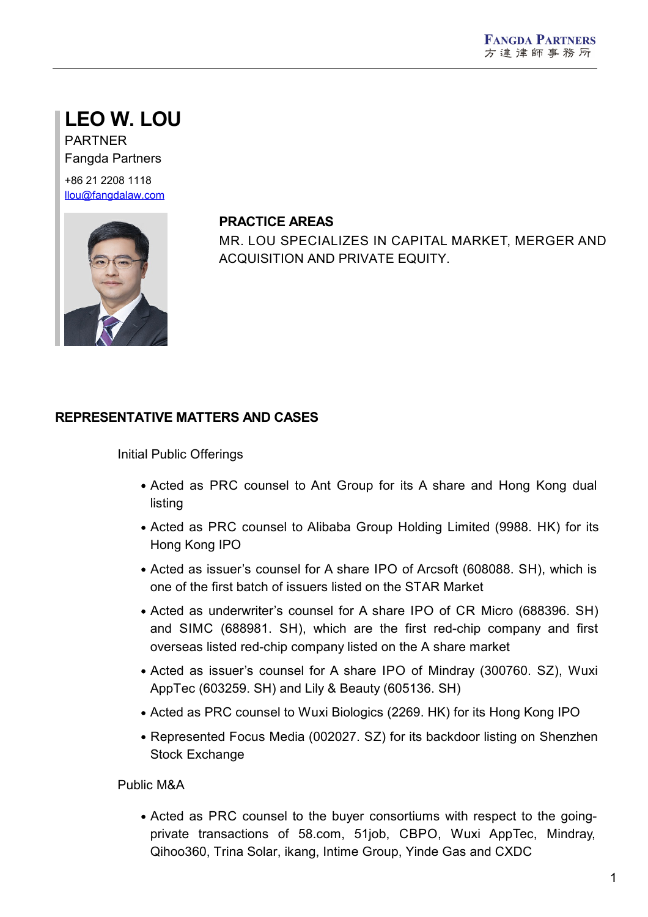# LEO W. LOU

PARTNER

Fangda Partners

+86 21 2208 1118

llou@fangdalaw.com

## PRACTICE AREAS

MR. LOU SPECIALIZES IN CAPITAL MARKET, MERGER AND ACQUISITION AND PRIVATE EQUITY.

## REPRESENTATIVE MATTERS AND CASES

### Initial Public Offerings

- Acted as PRC counsel to Ant Group for its A share and Hong Kong dual listing
- Acted as PRC counsel to Alibaba Group Holding Limited (9988. HK) for its Hong Kong IPO
- Acted as issuer's counsel for A share IPO of Arcsoft (608088. SH), which is one of the first batch of issuers listed on the STAR Market
- Acted as underwriter's counsel for A share IPO of CR Micro (688396. SH) and SIMC (688981. SH), which are the first red-chip company and first overseas listed red-chip company listed on the A share market
- Acted as issuer's counsel for A share IPO of Mindray (300760. SZ), Wuxi AppTec (603259. SH) and Lily & Beauty (605136. SH)
- Acted as PRC counsel to Wuxi Biologics (2269. HK) for its Hong Kong IPO
- Represented Focus Media (002027. SZ) for its backdoor listing on Shenzhen Stock Exchange

### Public M&A

- Acted as PRC counsel to the buyer consortiums with respect to the going-private transactions of 58.com, 51job, CBPO, Wuxi AppTec, Mindray, Qihoo360, Trina Solar, ikang, Intime Group, Yinde Gas and CXDC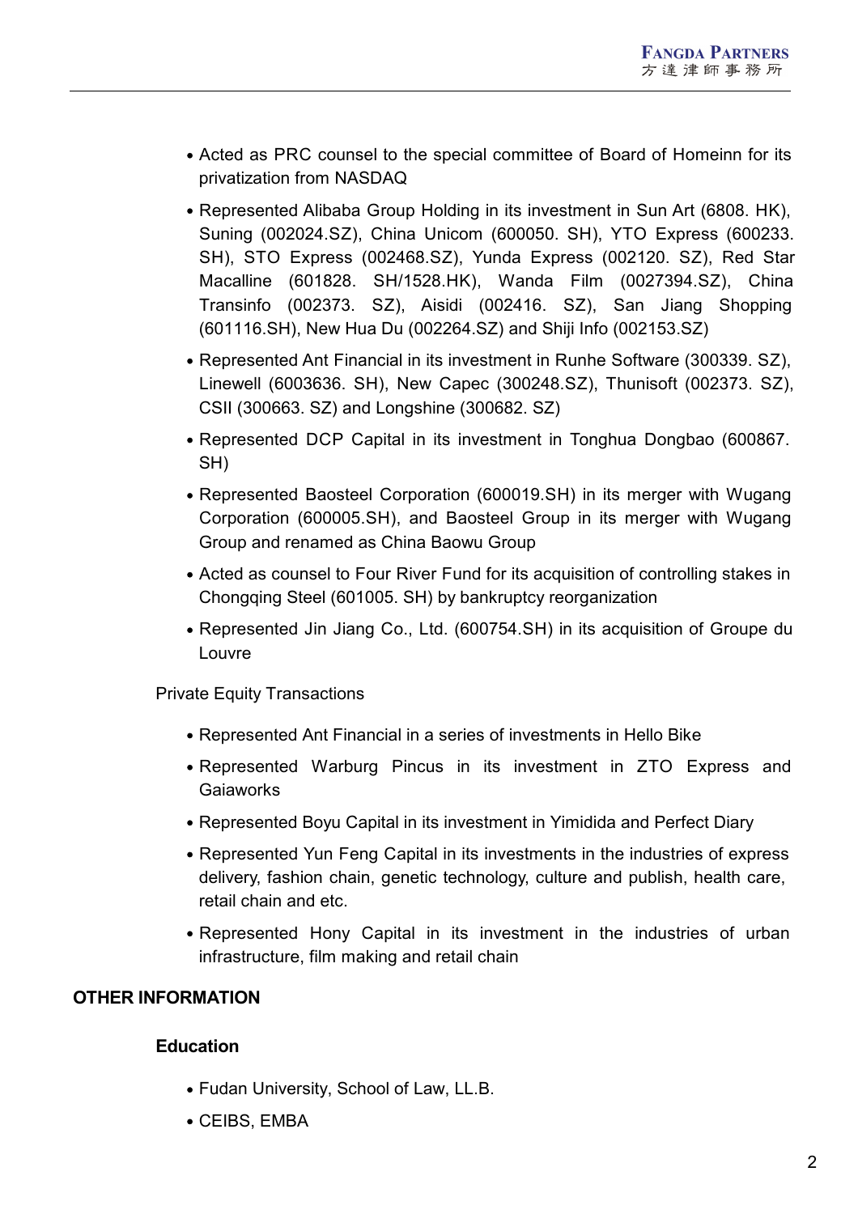- Acted as PRC counsel to the special committee of Board of Homeinn for its privatization from NASDAQ
- Represented Alibaba Group Holding in its investment in Sun Art (6808. HK), Suning (002024.SZ), China Unicom (600050. SH), YTO Express (600233. SH), STO Express (002468.SZ), Yunda Express (002120. SZ), Red Star Macalline (601828. SH/1528.HK), Wanda Film (0027394.SZ), China Transinfo (002373. SZ), Aisidi (002416. SZ), San Jiang Shopping (601116.SH), New Hua Du (002264.SZ) and Shiji Info (002153.SZ)
- Represented Ant Financial in its investment in Runhe Software (300339. SZ), Linewell (6003636. SH), New Capec (300248.SZ), Thunisoft (002373. SZ), CSII (300663. SZ) and Longshine (300682. SZ)
- Represented DCP Capital in its investment in Tonghua Dongbao (600867. SH)
- Represented Baosteel Corporation (600019.SH) in its merger with Wugang Corporation (600005.SH), and Baosteel Group in its merger with Wugang Group and renamed as China Baowu Group
- Acted as counsel to Four River Fund for its acquisition of controlling stakes in Chongqing Steel (601005. SH) by bankruptcy reorganization
- Represented Jin Jiang Co., Ltd. (600754.SH) in its acquisition of Groupe du Louvre

Private Equity Transactions

- Represented Ant Financial in a series of investments in Hello Bike
- Represented Warburg Pincus in its investment in ZTO Express and Gaiaworks
- Represented Boyu Capital in its investment in Yimidida and Perfect Diary
- Represented Yun Feng Capital in its investments in the industries of express delivery, fashion chain, genetic technology, culture and publish, health care, retail chain and etc.
- Represented Hony Capital in its investment in the industries of urban infrastructure, film making and retail chain

## OTHER INFORMATION

### Education

- Fudan University, School of Law, LL.B.
- CEIBS, EMBA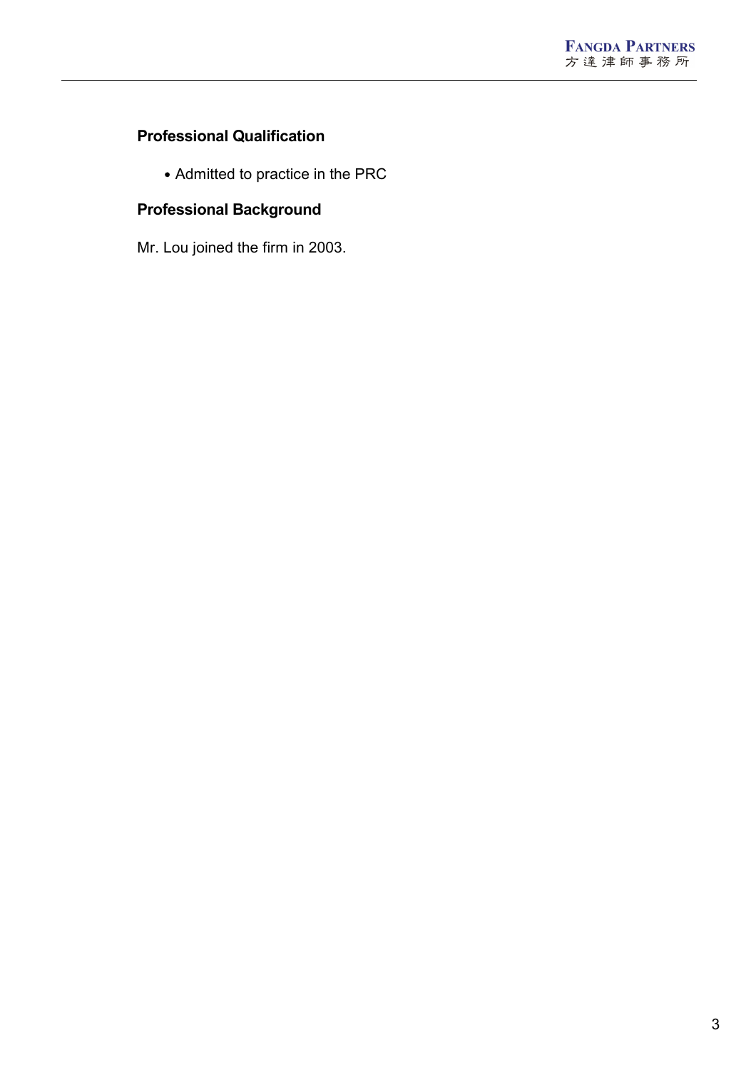### Professional Qualification

- Admitted to practice in the PRC

### Professional Background

Mr. Lou joined the firm in 2003.